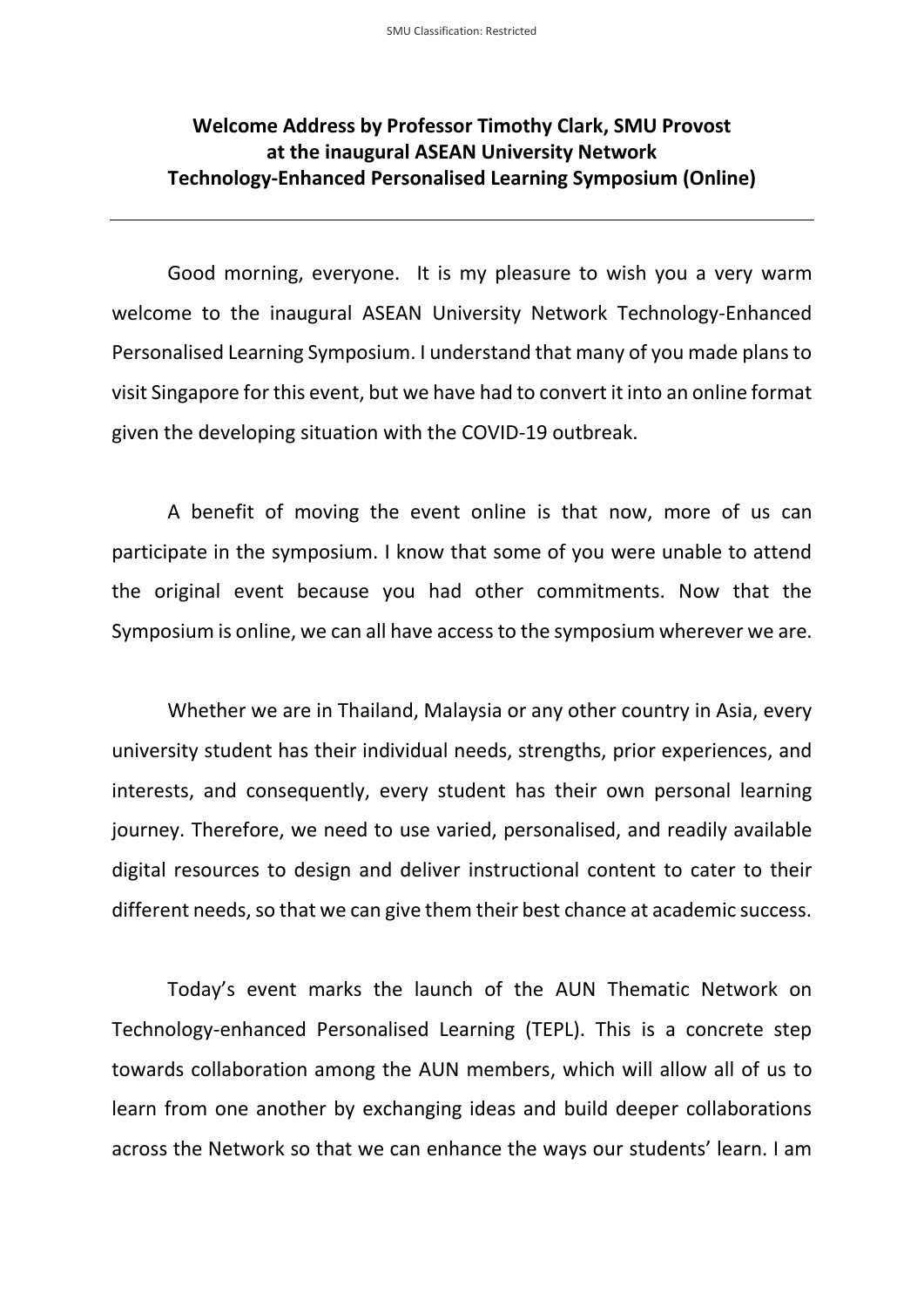**Welcome Address by Professor Timothy Clark, SMU Provost at the inaugural ASEAN University Network Technology-Enhanced Personalised Learning Symposium (Online)**

---

Good morning, everyone. It is my pleasure to wish you a very warm welcome to the inaugural ASEAN University Network Technology-Enhanced Personalised Learning Symposium. I understand that many of you made plans to visit Singapore for this event, but we have had to convert it into an online format given the developing situation with the COVID-19 outbreak.

A benefit of moving the event online is that now, more of us can participate in the symposium. I know that some of you were unable to attend the original event because you had other commitments. Now that the Symposium is online, we can all have access to the symposium wherever we are.

Whether we are in Thailand, Malaysia or any other country in Asia, every university student has their individual needs, strengths, prior experiences, and interests, and consequently, every student has their own personal learning journey. Therefore, we need to use varied, personalised, and readily available digital resources to design and deliver instructional content to cater to their different needs, so that we can give them their best chance at academic success.

Today's event marks the launch of the AUN Thematic Network on Technology-enhanced Personalised Learning (TEPL). This is a concrete step towards collaboration among the AUN members, which will allow all of us to learn from one another by exchanging ideas and build deeper collaborations across the Network so that we can enhance the ways our students' learn. I am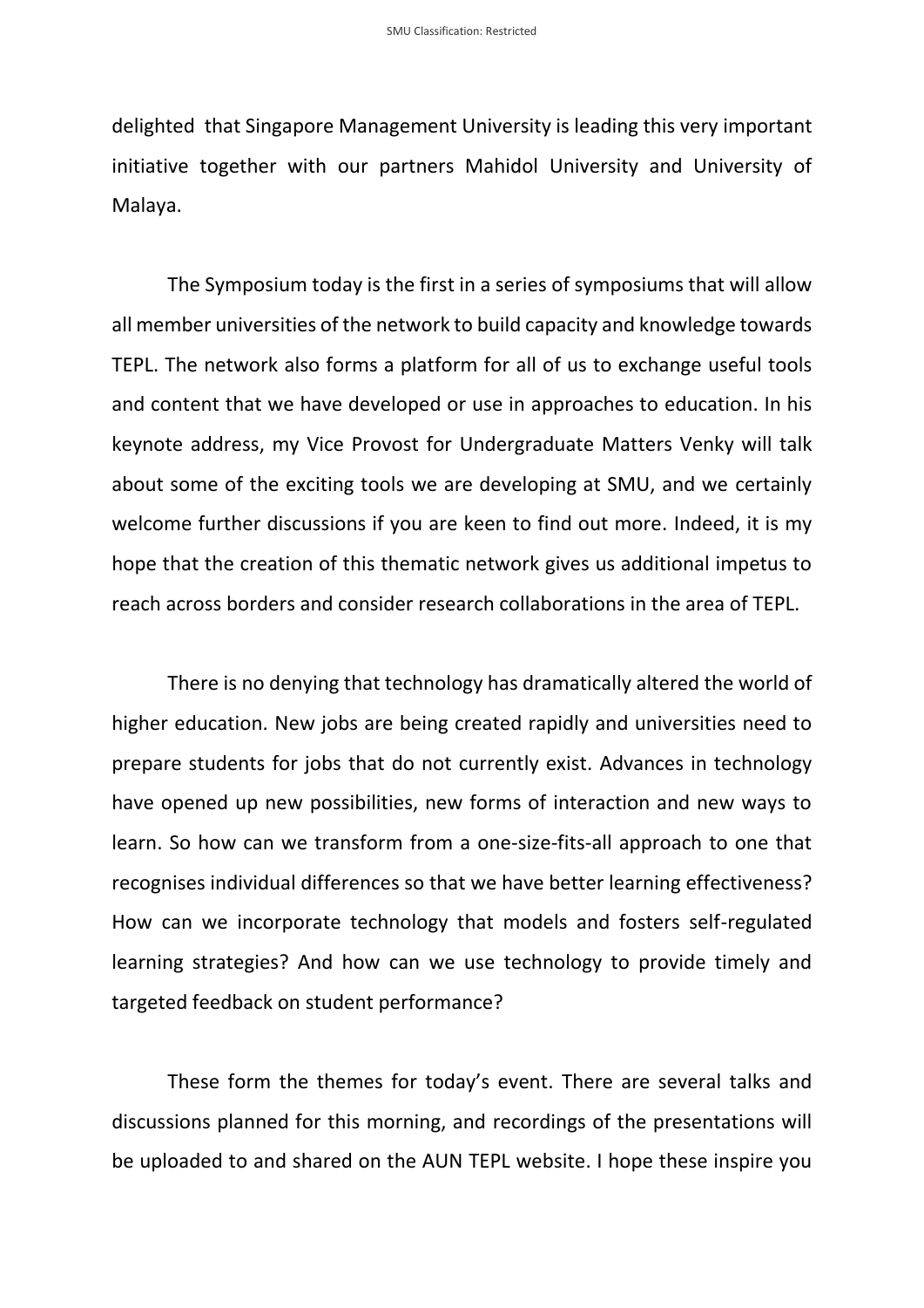delighted that Singapore Management University is leading this very important initiative together with our partners Mahidol University and University of Malaya.

The Symposium today is the first in a series of symposiums that will allow all member universities of the network to build capacity and knowledge towards TEPL. The network also forms a platform for all of us to exchange useful tools and content that we have developed or use in approaches to education. In his keynote address, my Vice Provost for Undergraduate Matters Venky will talk about some of the exciting tools we are developing at SMU, and we certainly welcome further discussions if you are keen to find out more. Indeed, it is my hope that the creation of this thematic network gives us additional impetus to reach across borders and consider research collaborations in the area of TEPL.

There is no denying that technology has dramatically altered the world of higher education. New jobs are being created rapidly and universities need to prepare students for jobs that do not currently exist. Advances in technology have opened up new possibilities, new forms of interaction and new ways to learn. So how can we transform from a one-size-fits-all approach to one that recognises individual differences so that we have better learning effectiveness? How can we incorporate technology that models and fosters self-regulated learning strategies? And how can we use technology to provide timely and targeted feedback on student performance?

These form the themes for today's event. There are several talks and discussions planned for this morning, and recordings of the presentations will be uploaded to and shared on the AUN TEPL website. I hope these inspire you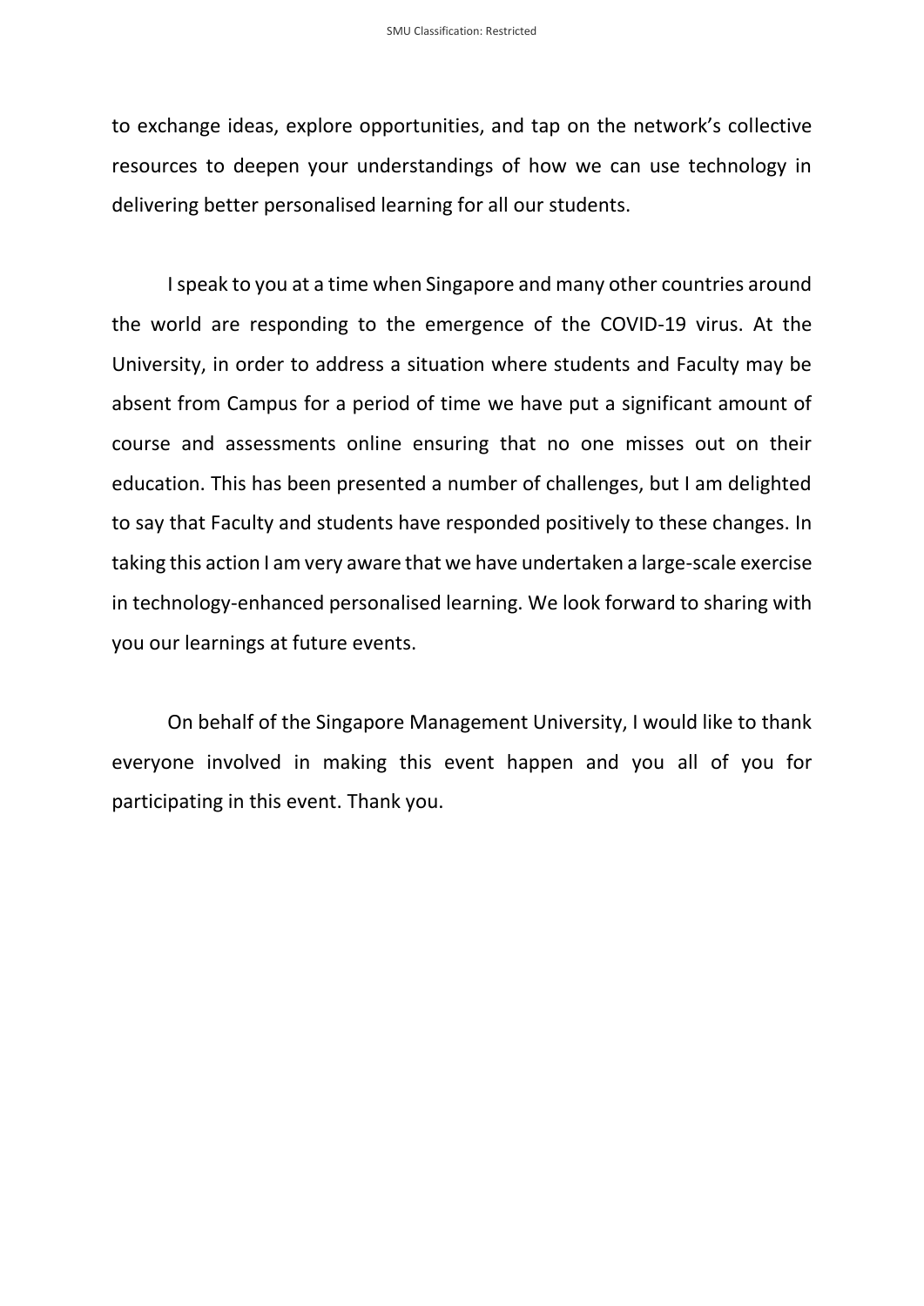to exchange ideas, explore opportunities, and tap on the network's collective resources to deepen your understandings of how we can use technology in delivering better personalised learning for all our students.

I speak to you at a time when Singapore and many other countries around the world are responding to the emergence of the COVID-19 virus. At the University, in order to address a situation where students and Faculty may be absent from Campus for a period of time we have put a significant amount of course and assessments online ensuring that no one misses out on their education. This has been presented a number of challenges, but I am delighted to say that Faculty and students have responded positively to these changes. In taking this action I am very aware that we have undertaken a large-scale exercise in technology-enhanced personalised learning. We look forward to sharing with you our learnings at future events.

On behalf of the Singapore Management University, I would like to thank everyone involved in making this event happen and you all of you for participating in this event. Thank you.